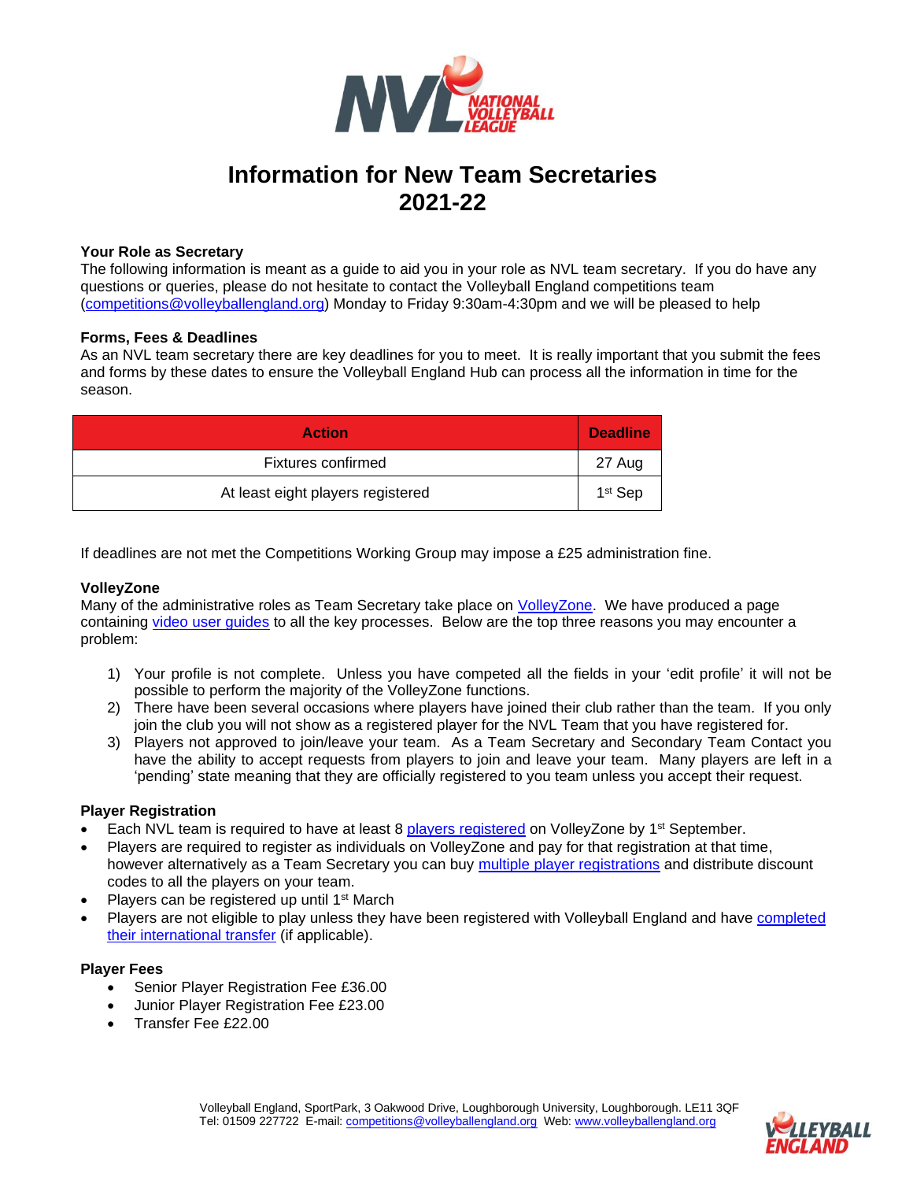# Information for New Team Secretaries 2021-22

**Your Role as Secretary**

The following information is meant as a guide to aid you in your role as NVL team secretary. If you do have any questions or queries, please do not hesitate to contact the Volleyball England competitions team (competitions@volleyballengland.org) Monday to Friday 9:30am-4:30pm and we will be pleased to help

**Forms, Fees & Deadlines**

As an NVL team secretary there are key deadlines for you to meet. It is really important that you submit the fees and forms by these dates to ensure the Volleyball England Hub can process all the information in time for the season.

| Action | Deadline |
|---|---|
| Fixtures confirmed | 27 Aug |
| At least eight players registered | 1st Sep |

If deadlines are not met the Competitions Working Group may impose a £25 administration fine.

**VolleyZone**

Many of the administrative roles as Team Secretary take place on VolleyZone. We have produced a page containing video user guides to all the key processes. Below are the top three reasons you may encounter a problem:

1) Your profile is not complete. Unless you have competed all the fields in your 'edit profile' it will not be possible to perform the majority of the VolleyZone functions.
2) There have been several occasions where players have joined their club rather than the team. If you only join the club you will not show as a registered player for the NVL Team that you have registered for.
3) Players not approved to join/leave your team. As a Team Secretary and Secondary Team Contact you have the ability to accept requests from players to join and leave your team. Many players are left in a 'pending' state meaning that they are officially registered to you team unless you accept their request.

**Player Registration**

- Each NVL team is required to have at least 8 players registered on VolleyZone by 1st September.
- Players are required to register as individuals on VolleyZone and pay for that registration at that time, however alternatively as a Team Secretary you can buy multiple player registrations and distribute discount codes to all the players on your team.
- Players can be registered up until 1st March
- Players are not eligible to play unless they have been registered with Volleyball England and have completed their international transfer (if applicable).

**Player Fees**

- Senior Player Registration Fee £36.00
- Junior Player Registration Fee £23.00
- Transfer Fee £22.00

Volleyball England, SportPark, 3 Oakwood Drive, Loughborough University, Loughborough. LE11 3QF
Tel: 01509 227722 E-mail: competitions@volleyballengland.org Web: www.volleyballengland.org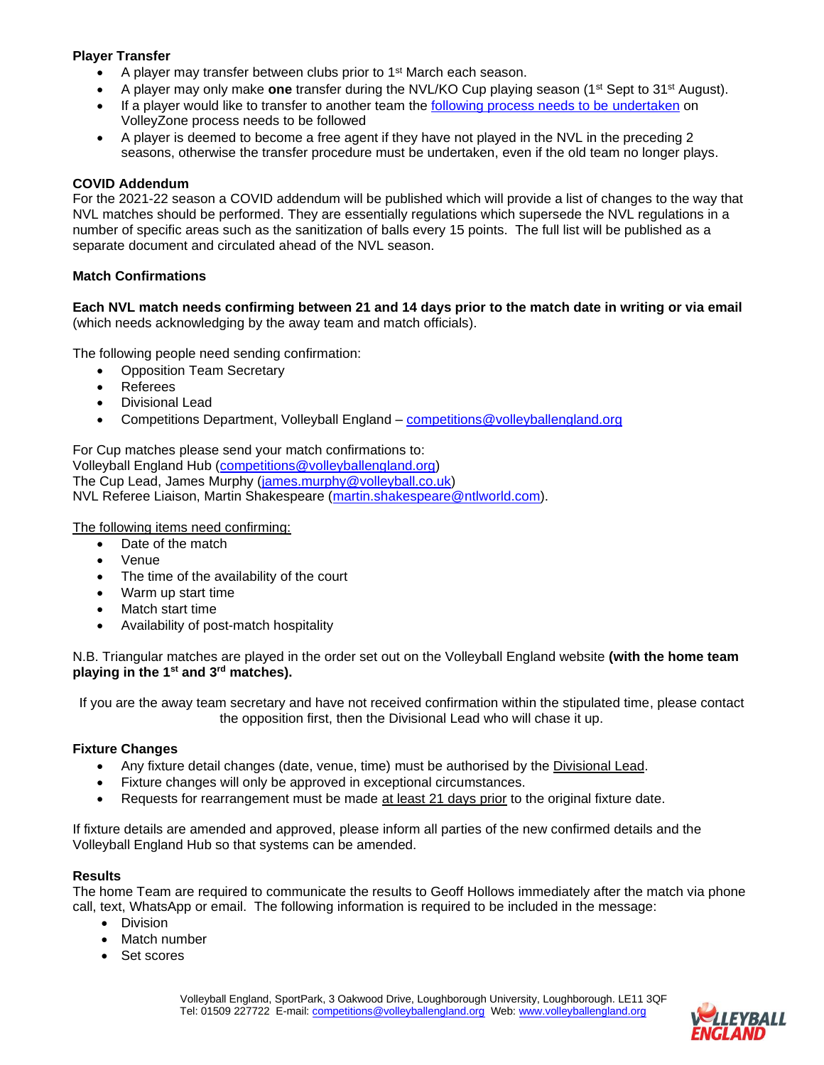**Player Transfer**

- A player may transfer between clubs prior to 1st March each season.
- A player may only make **one** transfer during the NVL/KO Cup playing season (1st Sept to 31st August).
- If a player would like to transfer to another team the [following process needs to be undertaken](#) on VolleyZone process needs to be followed
- A player is deemed to become a free agent if they have not played in the NVL in the preceding 2 seasons, otherwise the transfer procedure must be undertaken, even if the old team no longer plays.

**COVID Addendum**

For the 2021-22 season a COVID addendum will be published which will provide a list of changes to the way that NVL matches should be performed. They are essentially regulations which supersede the NVL regulations in a number of specific areas such as the sanitization of balls every 15 points. The full list will be published as a separate document and circulated ahead of the NVL season.

**Match Confirmations**

**Each NVL match needs confirming between 21 and 14 days prior to the match date in writing or via email** (which needs acknowledging by the away team and match officials).

The following people need sending confirmation:

- Opposition Team Secretary
- Referees
- Divisional Lead
- Competitions Department, Volleyball England – competitions@volleyballengland.org

For Cup matches please send your match confirmations to:
Volleyball England Hub (competitions@volleyballengland.org)
The Cup Lead, James Murphy (james.murphy@volleyball.co.uk)
NVL Referee Liaison, Martin Shakespeare (martin.shakespeare@ntlworld.com).

The following items need confirming:

- Date of the match
- Venue
- The time of the availability of the court
- Warm up start time
- Match start time
- Availability of post-match hospitality

N.B. Triangular matches are played in the order set out on the Volleyball England website **(with the home team playing in the 1st and 3rd matches).**

If you are the away team secretary and have not received confirmation within the stipulated time, please contact the opposition first, then the Divisional Lead who will chase it up.

**Fixture Changes**

- Any fixture detail changes (date, venue, time) must be authorised by the Divisional Lead.
- Fixture changes will only be approved in exceptional circumstances.
- Requests for rearrangement must be made at least 21 days prior to the original fixture date.

If fixture details are amended and approved, please inform all parties of the new confirmed details and the Volleyball England Hub so that systems can be amended.

**Results**

The home Team are required to communicate the results to Geoff Hollows immediately after the match via phone call, text, WhatsApp or email. The following information is required to be included in the message:

- Division
- Match number
- Set scores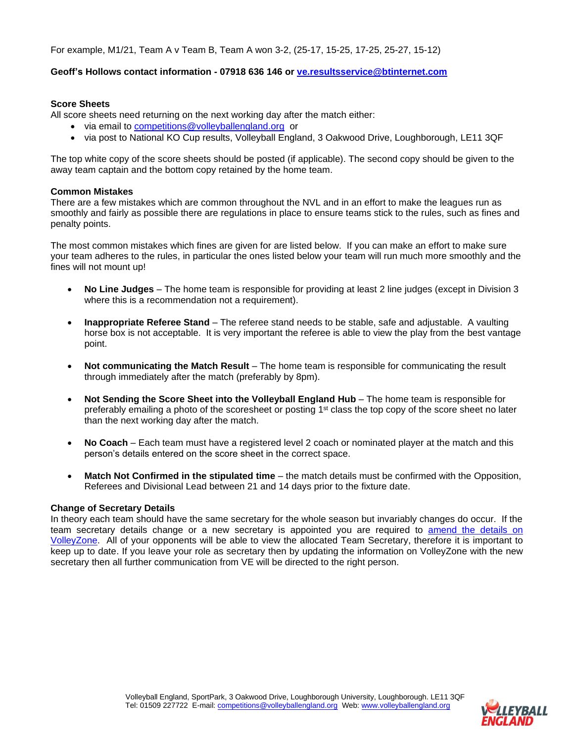For example, M1/21, Team A v Team B, Team A won 3-2, (25-17, 15-25, 17-25, 25-27, 15-12)

**Geoff's Hollows contact information - 07918 636 146 or [ve.resultsservice@btinternet.com](mailto:ve.resultsservice@btinternet.com)**

**Score Sheets**

All score sheets need returning on the next working day after the match either:

- via email to [competitions@volleyballengland.org](mailto:competitions@volleyballengland.org) or
- via post to National KO Cup results, Volleyball England, 3 Oakwood Drive, Loughborough, LE11 3QF

The top white copy of the score sheets should be posted (if applicable). The second copy should be given to the away team captain and the bottom copy retained by the home team.

**Common Mistakes**

There are a few mistakes which are common throughout the NVL and in an effort to make the leagues run as smoothly and fairly as possible there are regulations in place to ensure teams stick to the rules, such as fines and penalty points.

The most common mistakes which fines are given for are listed below. If you can make an effort to make sure your team adheres to the rules, in particular the ones listed below your team will run much more smoothly and the fines will not mount up!

- **No Line Judges** – The home team is responsible for providing at least 2 line judges (except in Division 3 where this is a recommendation not a requirement).
- **Inappropriate Referee Stand** – The referee stand needs to be stable, safe and adjustable. A vaulting horse box is not acceptable. It is very important the referee is able to view the play from the best vantage point.
- **Not communicating the Match Result** – The home team is responsible for communicating the result through immediately after the match (preferably by 8pm).
- **Not Sending the Score Sheet into the Volleyball England Hub** – The home team is responsible for preferably emailing a photo of the scoresheet or posting 1st class the top copy of the score sheet no later than the next working day after the match.
- **No Coach** – Each team must have a registered level 2 coach or nominated player at the match and this person's details entered on the score sheet in the correct space.
- **Match Not Confirmed in the stipulated time** – the match details must be confirmed with the Opposition, Referees and Divisional Lead between 21 and 14 days prior to the fixture date.

**Change of Secretary Details**

In theory each team should have the same secretary for the whole season but invariably changes do occur. If the team secretary details change or a new secretary is appointed you are required to amend the details on VolleyZone. All of your opponents will be able to view the allocated Team Secretary, therefore it is important to keep up to date. If you leave your role as secretary then by updating the information on VolleyZone with the new secretary then all further communication from VE will be directed to the right person.